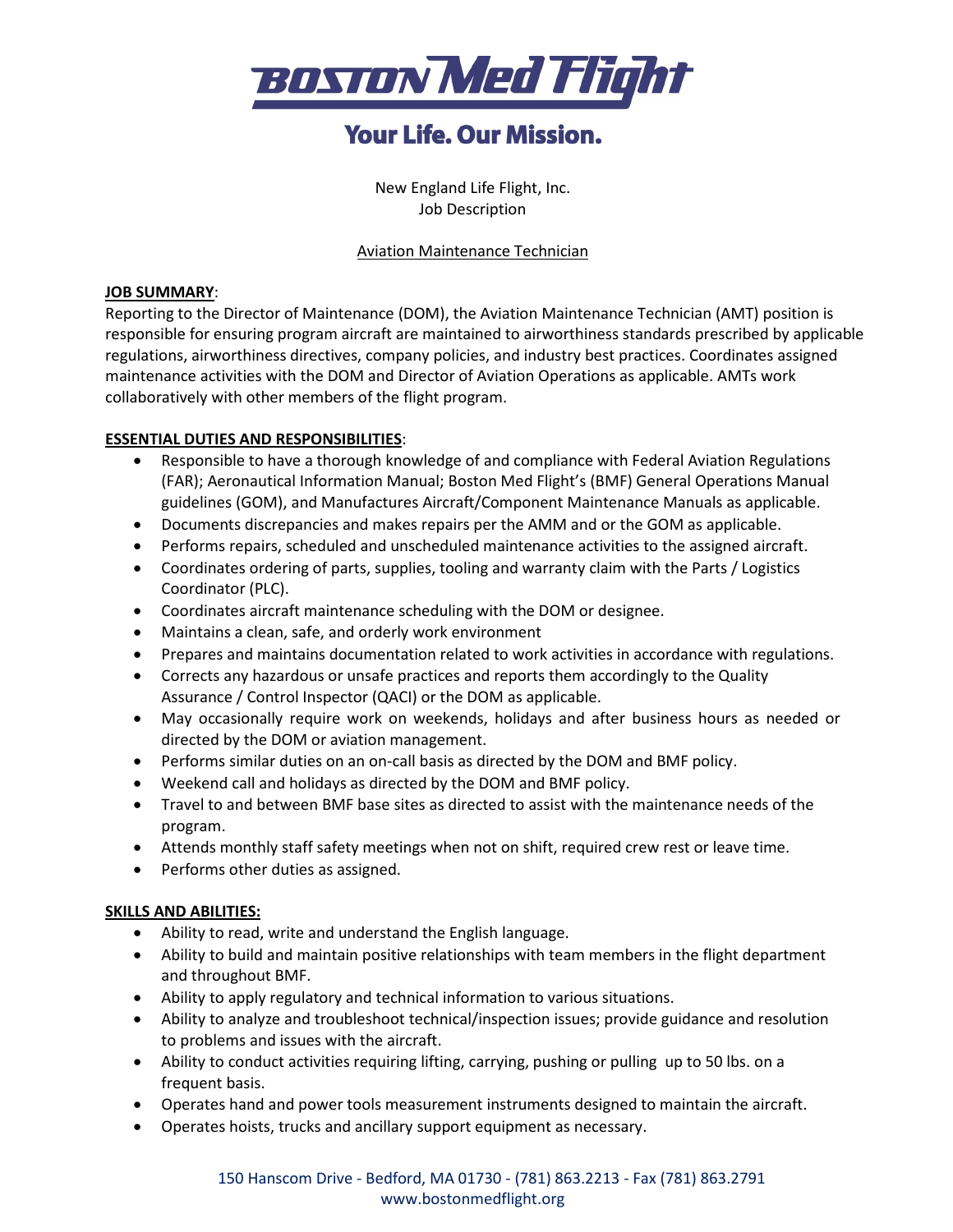# BOSTON Med Flight

**Your Life. Our Mission.**

New England Life Flight, Inc.
Job Description

Aviation Maintenance Technician

**JOB SUMMARY**:
Reporting to the Director of Maintenance (DOM), the Aviation Maintenance Technician (AMT) position is responsible for ensuring program aircraft are maintained to airworthiness standards prescribed by applicable regulations, airworthiness directives, company policies, and industry best practices. Coordinates assigned maintenance activities with the DOM and Director of Aviation Operations as applicable. AMTs work collaboratively with other members of the flight program.

**ESSENTIAL DUTIES AND RESPONSIBILITIES**:

- Responsible to have a thorough knowledge of and compliance with Federal Aviation Regulations (FAR); Aeronautical Information Manual; Boston Med Flight's (BMF) General Operations Manual guidelines (GOM), and Manufactures Aircraft/Component Maintenance Manuals as applicable.
- Documents discrepancies and makes repairs per the AMM and or the GOM as applicable.
- Performs repairs, scheduled and unscheduled maintenance activities to the assigned aircraft.
- Coordinates ordering of parts, supplies, tooling and warranty claim with the Parts / Logistics Coordinator (PLC).
- Coordinates aircraft maintenance scheduling with the DOM or designee.
- Maintains a clean, safe, and orderly work environment
- Prepares and maintains documentation related to work activities in accordance with regulations.
- Corrects any hazardous or unsafe practices and reports them accordingly to the Quality Assurance / Control Inspector (QACI) or the DOM as applicable.
- May occasionally require work on weekends, holidays and after business hours as needed or directed by the DOM or aviation management.
- Performs similar duties on an on-call basis as directed by the DOM and BMF policy.
- Weekend call and holidays as directed by the DOM and BMF policy.
- Travel to and between BMF base sites as directed to assist with the maintenance needs of the program.
- Attends monthly staff safety meetings when not on shift, required crew rest or leave time.
- Performs other duties as assigned.

**SKILLS AND ABILITIES:**

- Ability to read, write and understand the English language.
- Ability to build and maintain positive relationships with team members in the flight department and throughout BMF.
- Ability to apply regulatory and technical information to various situations.
- Ability to analyze and troubleshoot technical/inspection issues; provide guidance and resolution to problems and issues with the aircraft.
- Ability to conduct activities requiring lifting, carrying, pushing or pulling up to 50 lbs. on a frequent basis.
- Operates hand and power tools measurement instruments designed to maintain the aircraft.
- Operates hoists, trucks and ancillary support equipment as necessary.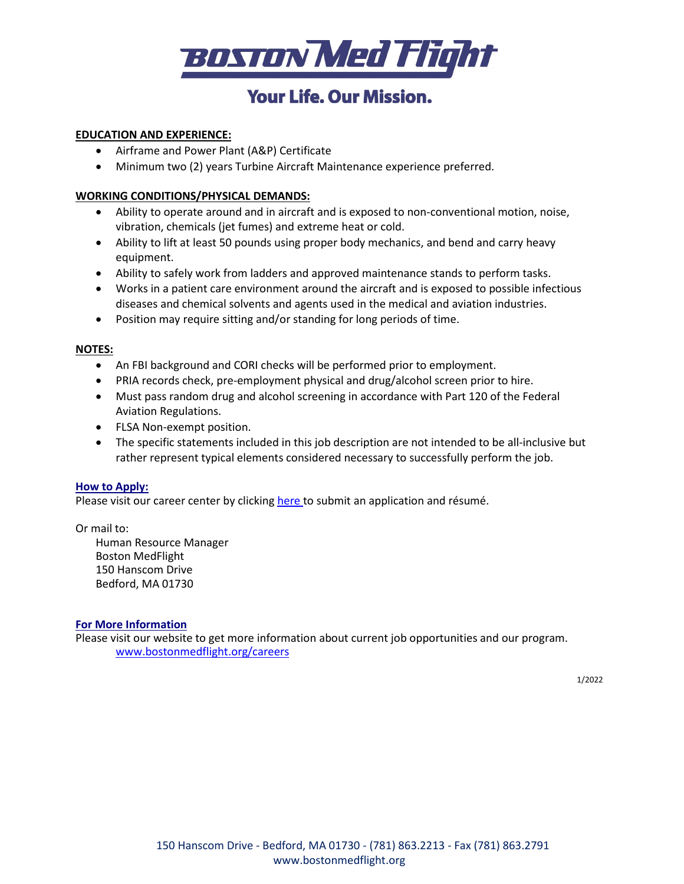**EDUCATION AND EXPERIENCE:**

- Airframe and Power Plant (A&P) Certificate
- Minimum two (2) years Turbine Aircraft Maintenance experience preferred.

**WORKING CONDITIONS/PHYSICAL DEMANDS:**

- Ability to operate around and in aircraft and is exposed to non-conventional motion, noise, vibration, chemicals (jet fumes) and extreme heat or cold.
- Ability to lift at least 50 pounds using proper body mechanics, and bend and carry heavy equipment.
- Ability to safely work from ladders and approved maintenance stands to perform tasks.
- Works in a patient care environment around the aircraft and is exposed to possible infectious diseases and chemical solvents and agents used in the medical and aviation industries.
- Position may require sitting and/or standing for long periods of time.

**NOTES:**

- An FBI background and CORI checks will be performed prior to employment.
- PRIA records check, pre-employment physical and drug/alcohol screen prior to hire.
- Must pass random drug and alcohol screening in accordance with Part 120 of the Federal Aviation Regulations.
- FLSA Non-exempt position.
- The specific statements included in this job description are not intended to be all-inclusive but rather represent typical elements considered necessary to successfully perform the job.

**How to Apply:**

Please visit our career center by clicking here to submit an application and résumé.

Or mail to:

Human Resource Manager
Boston MedFlight
150 Hanscom Drive
Bedford, MA 01730

**For More Information**

Please visit our website to get more information about current job opportunities and our program.

www.bostonmedflight.org/careers

1/2022